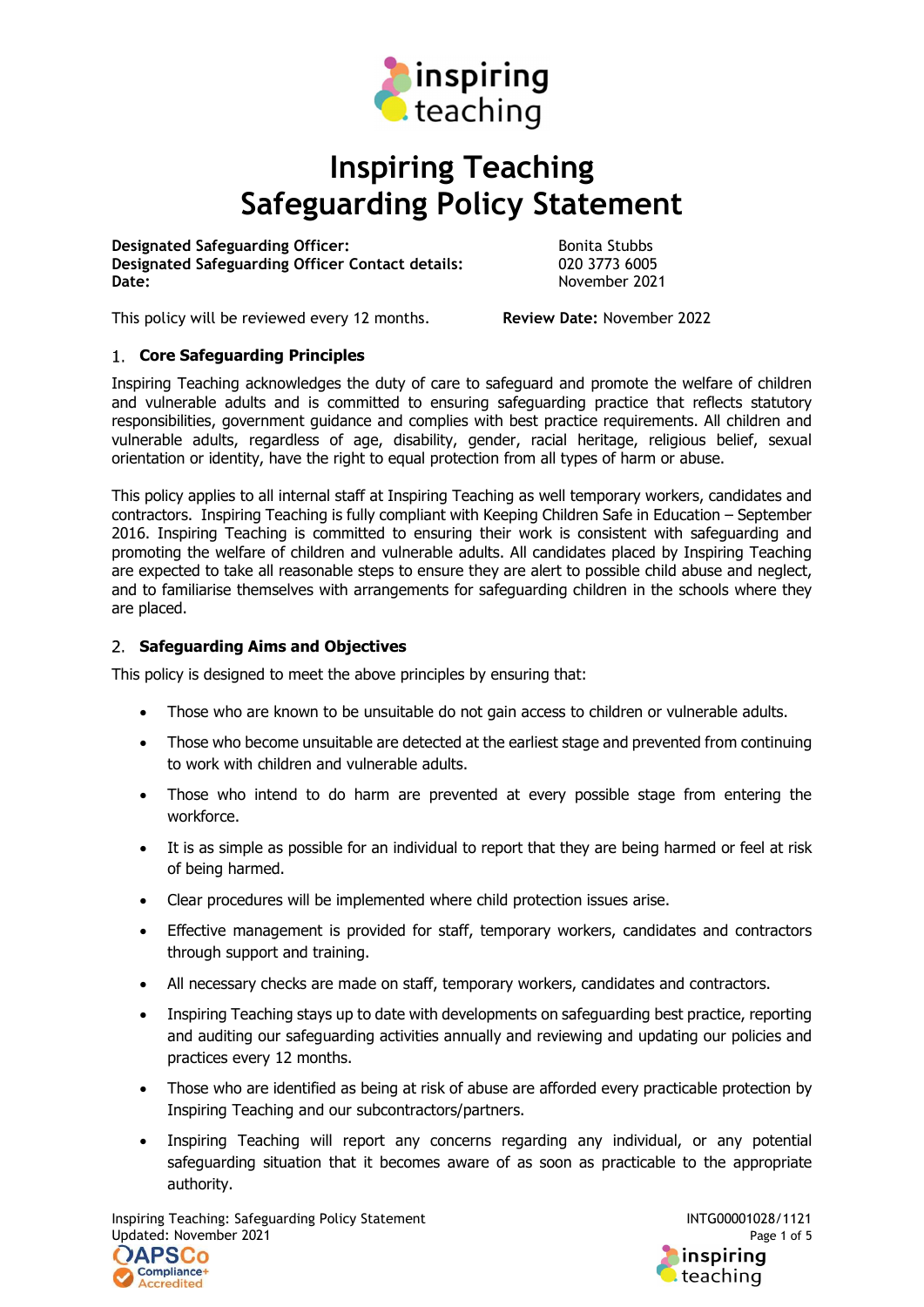# Inspiring Teaching
# Safeguarding Policy Statement

| | |
|---|---|
| **Designated Safeguarding Officer:** | Bonita Stubbs |
| **Designated Safeguarding Officer Contact details:** | 020 3773 6005 |
| **Date:** | November 2021 |

This policy will be reviewed every 12 months. **Review Date:** November 2022

## 1. Core Safeguarding Principles

Inspiring Teaching acknowledges the duty of care to safeguard and promote the welfare of children and vulnerable adults and is committed to ensuring safeguarding practice that reflects statutory responsibilities, government guidance and complies with best practice requirements. All children and vulnerable adults, regardless of age, disability, gender, racial heritage, religious belief, sexual orientation or identity, have the right to equal protection from all types of harm or abuse.

This policy applies to all internal staff at Inspiring Teaching as well temporary workers, candidates and contractors. Inspiring Teaching is fully compliant with Keeping Children Safe in Education – September 2016. Inspiring Teaching is committed to ensuring their work is consistent with safeguarding and promoting the welfare of children and vulnerable adults. All candidates placed by Inspiring Teaching are expected to take all reasonable steps to ensure they are alert to possible child abuse and neglect, and to familiarise themselves with arrangements for safeguarding children in the schools where they are placed.

## 2. Safeguarding Aims and Objectives

This policy is designed to meet the above principles by ensuring that:

- Those who are known to be unsuitable do not gain access to children or vulnerable adults.
- Those who become unsuitable are detected at the earliest stage and prevented from continuing to work with children and vulnerable adults.
- Those who intend to do harm are prevented at every possible stage from entering the workforce.
- It is as simple as possible for an individual to report that they are being harmed or feel at risk of being harmed.
- Clear procedures will be implemented where child protection issues arise.
- Effective management is provided for staff, temporary workers, candidates and contractors through support and training.
- All necessary checks are made on staff, temporary workers, candidates and contractors.
- Inspiring Teaching stays up to date with developments on safeguarding best practice, reporting and auditing our safeguarding activities annually and reviewing and updating our policies and practices every 12 months.
- Those who are identified as being at risk of abuse are afforded every practicable protection by Inspiring Teaching and our subcontractors/partners.
- Inspiring Teaching will report any concerns regarding any individual, or any potential safeguarding situation that it becomes aware of as soon as practicable to the appropriate authority.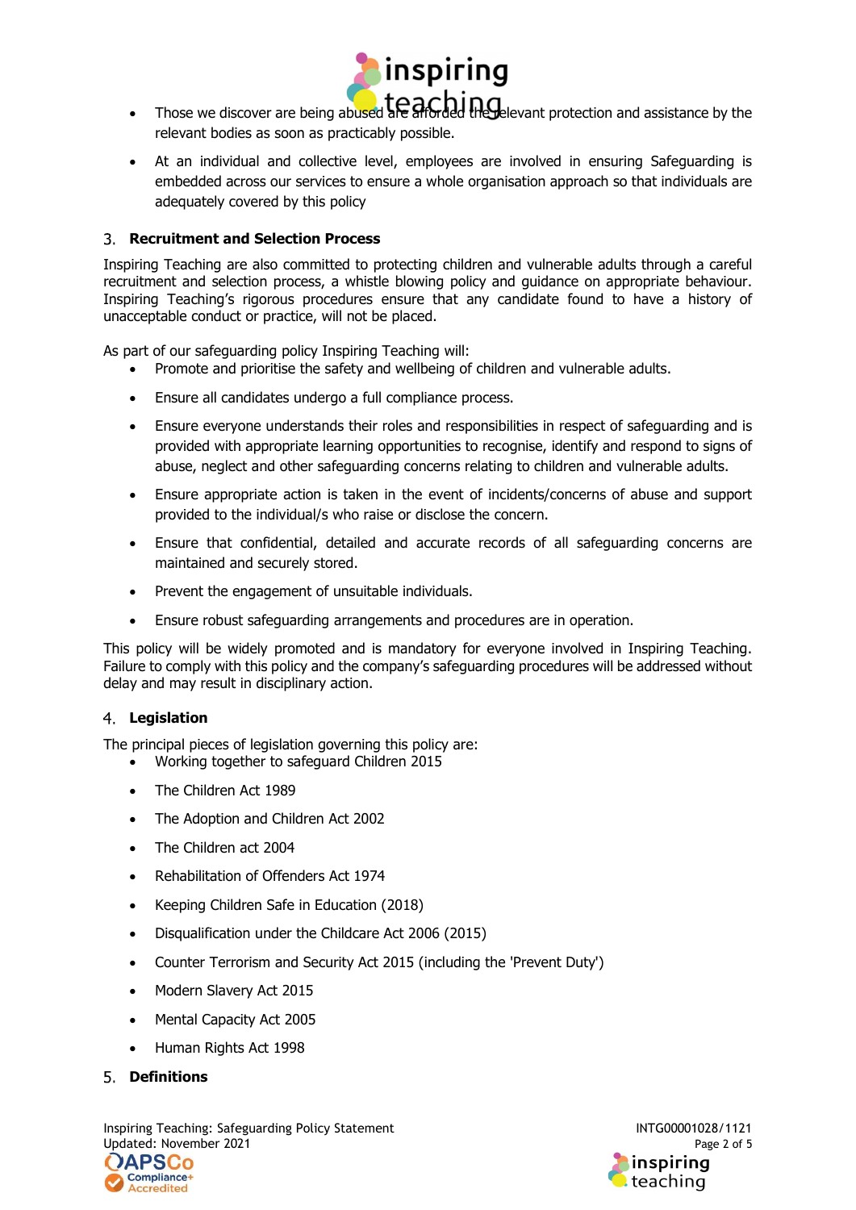- Those we discover are being abused are afforded the relevant protection and assistance by the relevant bodies as soon as practicably possible.

- At an individual and collective level, employees are involved in ensuring Safeguarding is embedded across our services to ensure a whole organisation approach so that individuals are adequately covered by this policy

## 3. Recruitment and Selection Process

Inspiring Teaching are also committed to protecting children and vulnerable adults through a careful recruitment and selection process, a whistle blowing policy and guidance on appropriate behaviour. Inspiring Teaching's rigorous procedures ensure that any candidate found to have a history of unacceptable conduct or practice, will not be placed.

As part of our safeguarding policy Inspiring Teaching will:

- Promote and prioritise the safety and wellbeing of children and vulnerable adults.
- Ensure all candidates undergo a full compliance process.
- Ensure everyone understands their roles and responsibilities in respect of safeguarding and is provided with appropriate learning opportunities to recognise, identify and respond to signs of abuse, neglect and other safeguarding concerns relating to children and vulnerable adults.
- Ensure appropriate action is taken in the event of incidents/concerns of abuse and support provided to the individual/s who raise or disclose the concern.
- Ensure that confidential, detailed and accurate records of all safeguarding concerns are maintained and securely stored.
- Prevent the engagement of unsuitable individuals.
- Ensure robust safeguarding arrangements and procedures are in operation.

This policy will be widely promoted and is mandatory for everyone involved in Inspiring Teaching. Failure to comply with this policy and the company's safeguarding procedures will be addressed without delay and may result in disciplinary action.

## 4. Legislation

The principal pieces of legislation governing this policy are:

- Working together to safeguard Children 2015
- The Children Act 1989
- The Adoption and Children Act 2002
- The Children act 2004
- Rehabilitation of Offenders Act 1974
- Keeping Children Safe in Education (2018)
- Disqualification under the Childcare Act 2006 (2015)
- Counter Terrorism and Security Act 2015 (including the 'Prevent Duty')
- Modern Slavery Act 2015
- Mental Capacity Act 2005
- Human Rights Act 1998

## 5. Definitions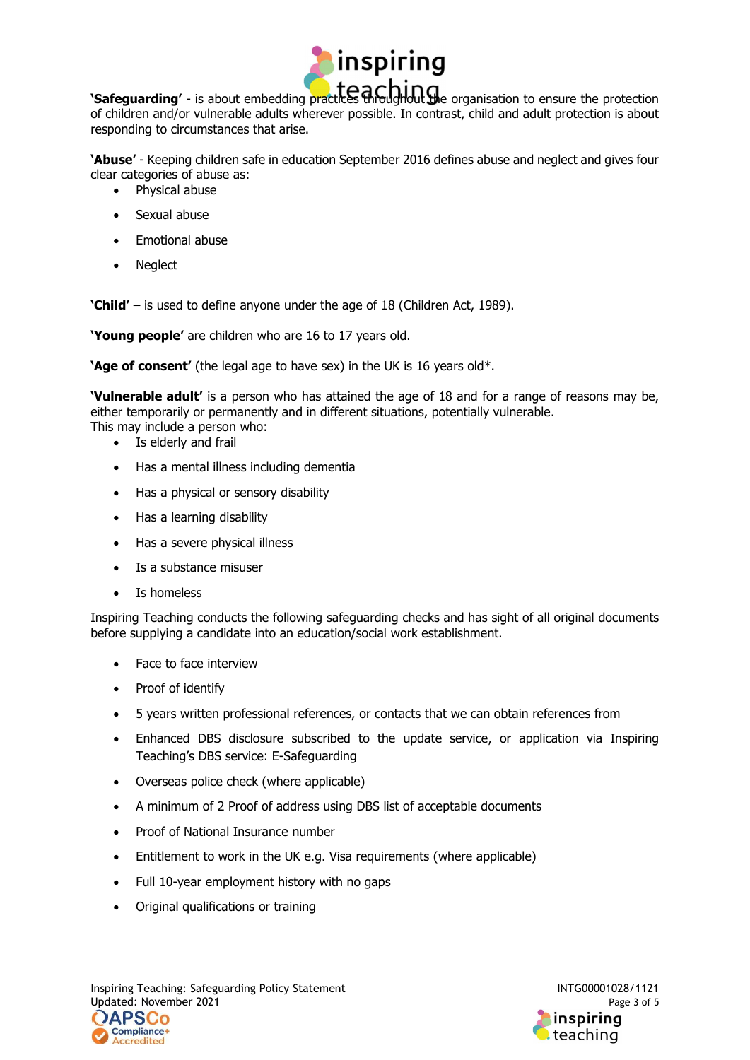**'Safeguarding'** - is about embedding practices throughout the organisation to ensure the protection of children and/or vulnerable adults wherever possible. In contrast, child and adult protection is about responding to circumstances that arise.

**'Abuse'** - Keeping children safe in education September 2016 defines abuse and neglect and gives four clear categories of abuse as:

- Physical abuse
- Sexual abuse
- Emotional abuse
- Neglect

**'Child'** – is used to define anyone under the age of 18 (Children Act, 1989).

**'Young people'** are children who are 16 to 17 years old.

**'Age of consent'** (the legal age to have sex) in the UK is 16 years old*.

**'Vulnerable adult'** is a person who has attained the age of 18 and for a range of reasons may be, either temporarily or permanently and in different situations, potentially vulnerable.
This may include a person who:

- Is elderly and frail
- Has a mental illness including dementia
- Has a physical or sensory disability
- Has a learning disability
- Has a severe physical illness
- Is a substance misuser
- Is homeless

Inspiring Teaching conducts the following safeguarding checks and has sight of all original documents before supplying a candidate into an education/social work establishment.

- Face to face interview
- Proof of identify
- 5 years written professional references, or contacts that we can obtain references from
- Enhanced DBS disclosure subscribed to the update service, or application via Inspiring Teaching's DBS service: E-Safeguarding
- Overseas police check (where applicable)
- A minimum of 2 Proof of address using DBS list of acceptable documents
- Proof of National Insurance number
- Entitlement to work in the UK e.g. Visa requirements (where applicable)
- Full 10-year employment history with no gaps
- Original qualifications or training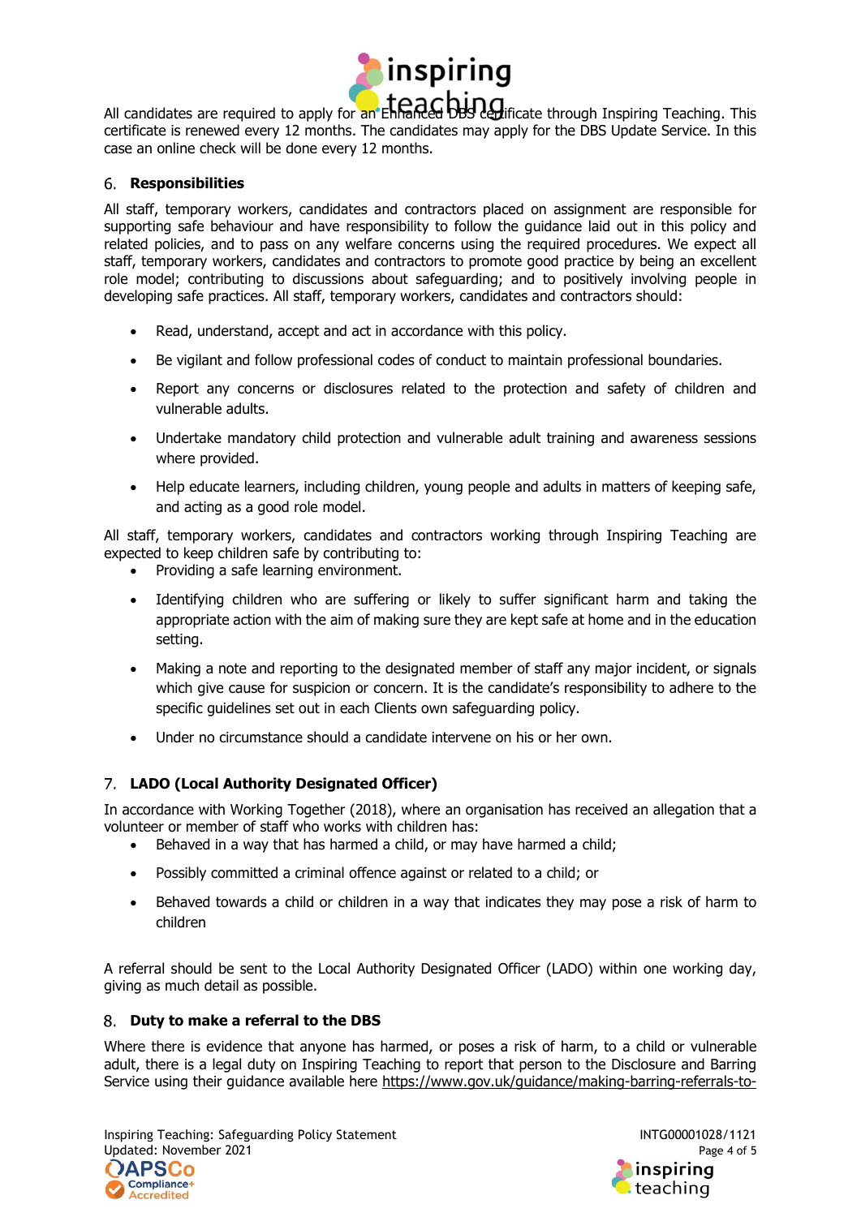All candidates are required to apply for an Enhanced DBS certificate through Inspiring Teaching. This certificate is renewed every 12 months. The candidates may apply for the DBS Update Service. In this case an online check will be done every 12 months.

## 6. Responsibilities

All staff, temporary workers, candidates and contractors placed on assignment are responsible for supporting safe behaviour and have responsibility to follow the guidance laid out in this policy and related policies, and to pass on any welfare concerns using the required procedures. We expect all staff, temporary workers, candidates and contractors to promote good practice by being an excellent role model; contributing to discussions about safeguarding; and to positively involving people in developing safe practices. All staff, temporary workers, candidates and contractors should:

- Read, understand, accept and act in accordance with this policy.
- Be vigilant and follow professional codes of conduct to maintain professional boundaries.
- Report any concerns or disclosures related to the protection and safety of children and vulnerable adults.
- Undertake mandatory child protection and vulnerable adult training and awareness sessions where provided.
- Help educate learners, including children, young people and adults in matters of keeping safe, and acting as a good role model.

All staff, temporary workers, candidates and contractors working through Inspiring Teaching are expected to keep children safe by contributing to:

- Providing a safe learning environment.
- Identifying children who are suffering or likely to suffer significant harm and taking the appropriate action with the aim of making sure they are kept safe at home and in the education setting.
- Making a note and reporting to the designated member of staff any major incident, or signals which give cause for suspicion or concern. It is the candidate's responsibility to adhere to the specific guidelines set out in each Clients own safeguarding policy.
- Under no circumstance should a candidate intervene on his or her own.

## 7. LADO (Local Authority Designated Officer)

In accordance with Working Together (2018), where an organisation has received an allegation that a volunteer or member of staff who works with children has:

- Behaved in a way that has harmed a child, or may have harmed a child;
- Possibly committed a criminal offence against or related to a child; or
- Behaved towards a child or children in a way that indicates they may pose a risk of harm to children

A referral should be sent to the Local Authority Designated Officer (LADO) within one working day, giving as much detail as possible.

## 8. Duty to make a referral to the DBS

Where there is evidence that anyone has harmed, or poses a risk of harm, to a child or vulnerable adult, there is a legal duty on Inspiring Teaching to report that person to the Disclosure and Barring Service using their guidance available here https://www.gov.uk/guidance/making-barring-referrals-to-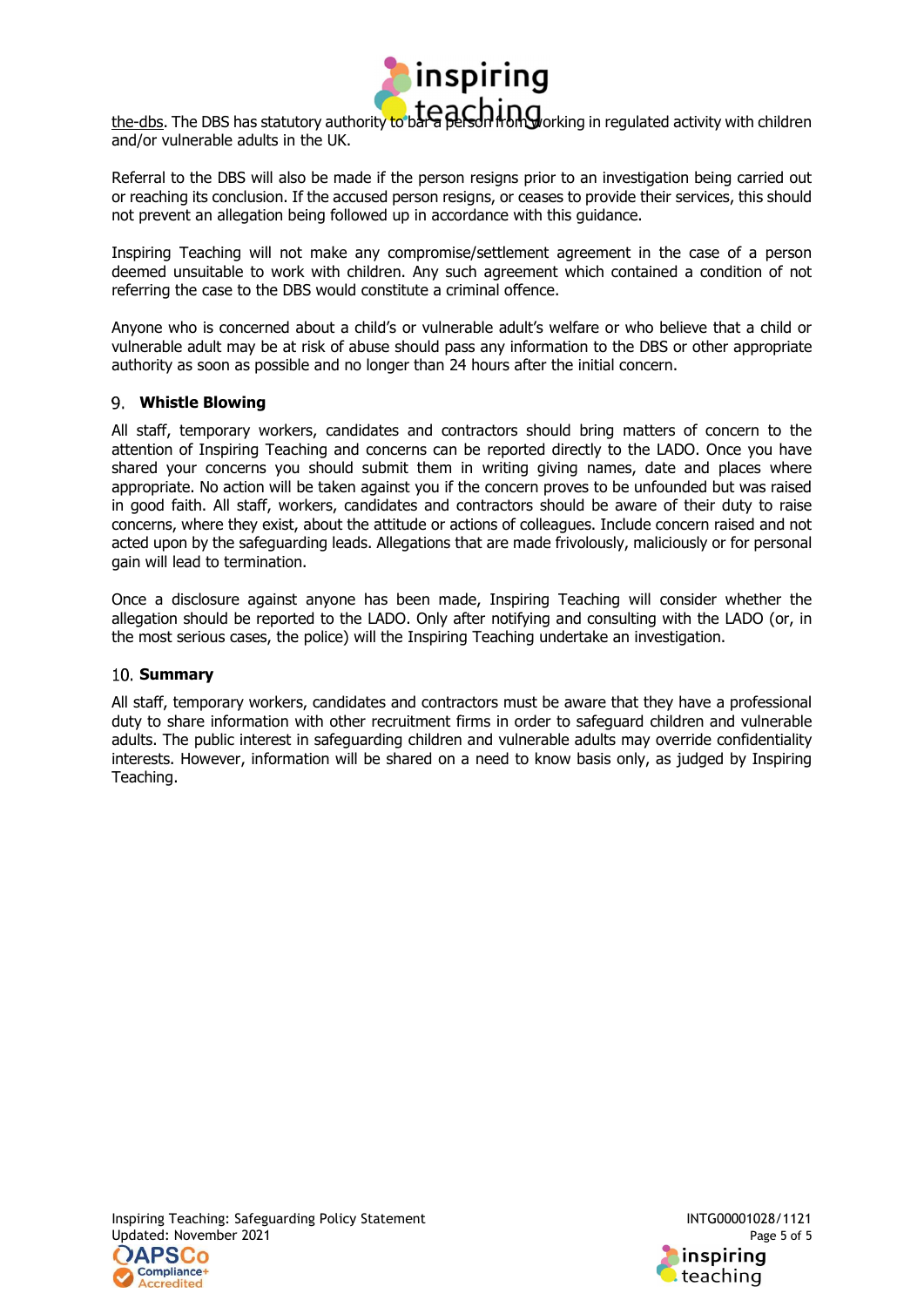the-dbs. The DBS has statutory authority to bar a person from working in regulated activity with children and/or vulnerable adults in the UK.

Referral to the DBS will also be made if the person resigns prior to an investigation being carried out or reaching its conclusion. If the accused person resigns, or ceases to provide their services, this should not prevent an allegation being followed up in accordance with this guidance.

Inspiring Teaching will not make any compromise/settlement agreement in the case of a person deemed unsuitable to work with children. Any such agreement which contained a condition of not referring the case to the DBS would constitute a criminal offence.

Anyone who is concerned about a child's or vulnerable adult's welfare or who believe that a child or vulnerable adult may be at risk of abuse should pass any information to the DBS or other appropriate authority as soon as possible and no longer than 24 hours after the initial concern.

## 9. Whistle Blowing

All staff, temporary workers, candidates and contractors should bring matters of concern to the attention of Inspiring Teaching and concerns can be reported directly to the LADO. Once you have shared your concerns you should submit them in writing giving names, date and places where appropriate. No action will be taken against you if the concern proves to be unfounded but was raised in good faith. All staff, workers, candidates and contractors should be aware of their duty to raise concerns, where they exist, about the attitude or actions of colleagues. Include concern raised and not acted upon by the safeguarding leads. Allegations that are made frivolously, maliciously or for personal gain will lead to termination.

Once a disclosure against anyone has been made, Inspiring Teaching will consider whether the allegation should be reported to the LADO. Only after notifying and consulting with the LADO (or, in the most serious cases, the police) will the Inspiring Teaching undertake an investigation.

## 10. Summary

All staff, temporary workers, candidates and contractors must be aware that they have a professional duty to share information with other recruitment firms in order to safeguard children and vulnerable adults. The public interest in safeguarding children and vulnerable adults may override confidentiality interests. However, information will be shared on a need to know basis only, as judged by Inspiring Teaching.